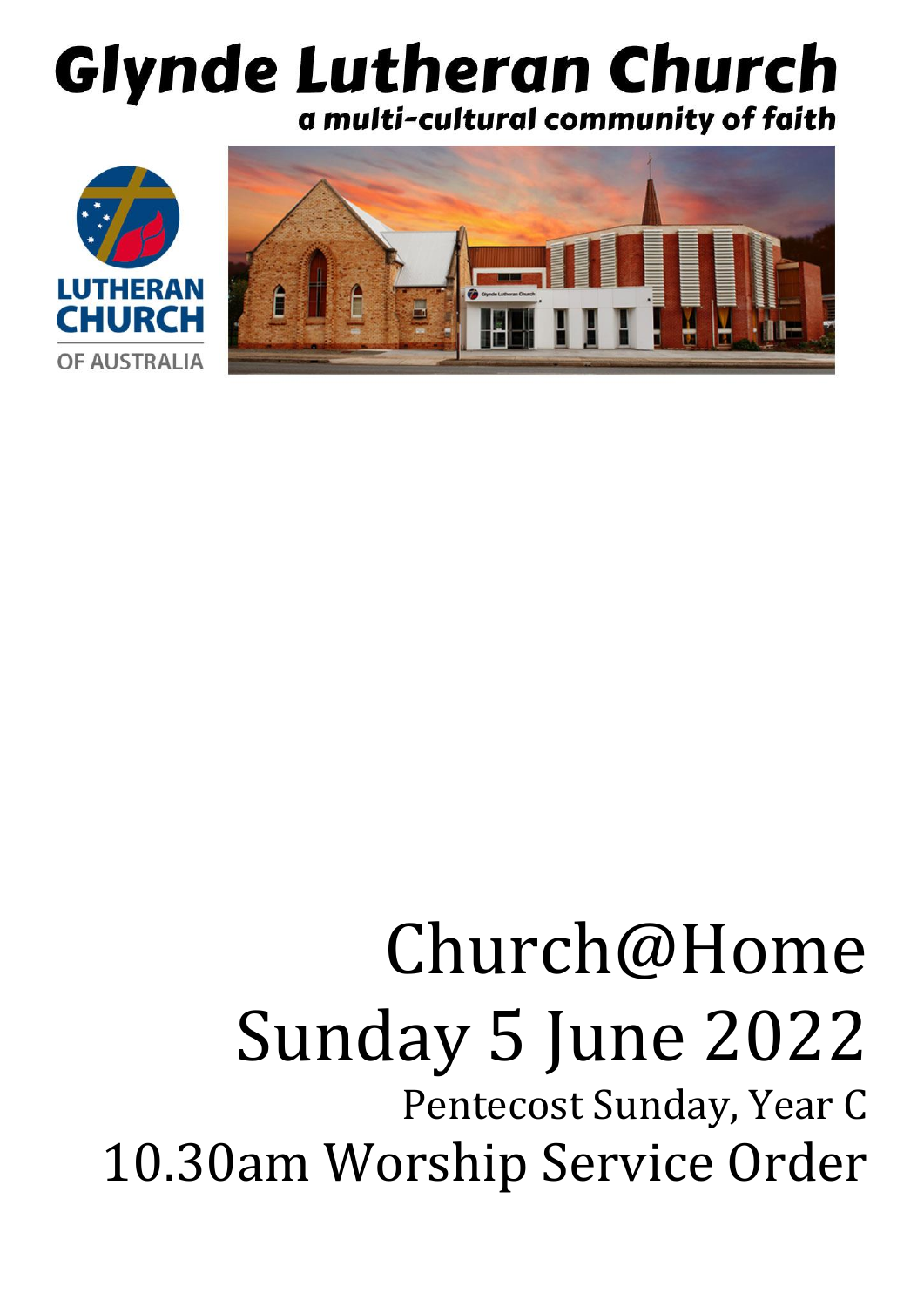# Glynde Lutheran Church

***a multi-cultural community of faith***

# Church@Home
# Sunday 5 June 2022
## Pentecost Sunday, Year C
# 10.30am Worship Service Order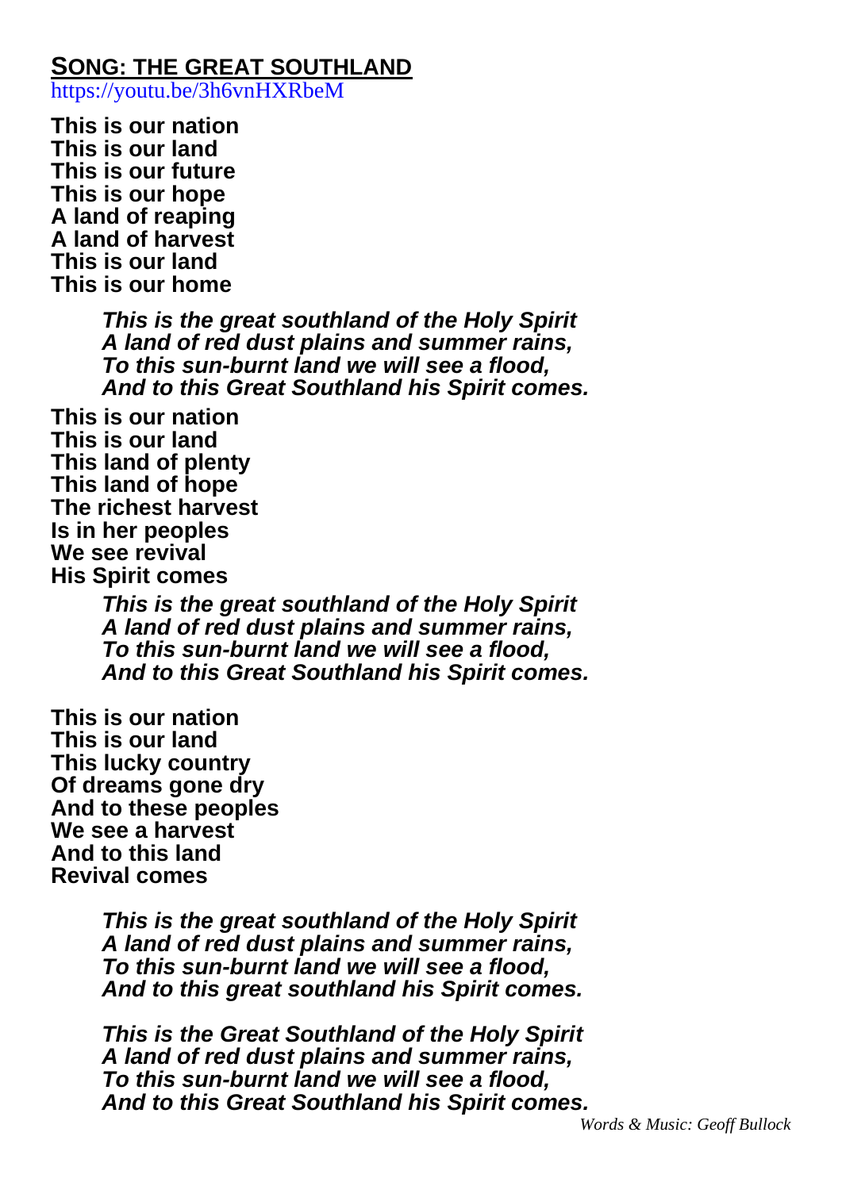## SONG: THE GREAT SOUTHLAND

https://youtu.be/3h6vnHXRbeM

**This is our nation**
**This is our land**
**This is our future**
**This is our hope**
**A land of reaping**
**A land of harvest**
**This is our land**
**This is our home**

> ***This is the great southland of the Holy Spirit***
> ***A land of red dust plains and summer rains,***
> ***To this sun-burnt land we will see a flood,***
> ***And to this Great Southland his Spirit comes.***

**This is our nation**
**This is our land**
**This land of plenty**
**This land of hope**
**The richest harvest**
**Is in her peoples**
**We see revival**
**His Spirit comes**

> ***This is the great southland of the Holy Spirit***
> ***A land of red dust plains and summer rains,***
> ***To this sun-burnt land we will see a flood,***
> ***And to this Great Southland his Spirit comes.***

**This is our nation**
**This is our land**
**This lucky country**
**Of dreams gone dry**
**And to these peoples**
**We see a harvest**
**And to this land**
**Revival comes**

> ***This is the great southland of the Holy Spirit***
> ***A land of red dust plains and summer rains,***
> ***To this sun-burnt land we will see a flood,***
> ***And to this great southland his Spirit comes.***

> ***This is the Great Southland of the Holy Spirit***
> ***A land of red dust plains and summer rains,***
> ***To this sun-burnt land we will see a flood,***
> ***And to this Great Southland his Spirit comes.***

*Words & Music: Geoff Bullock*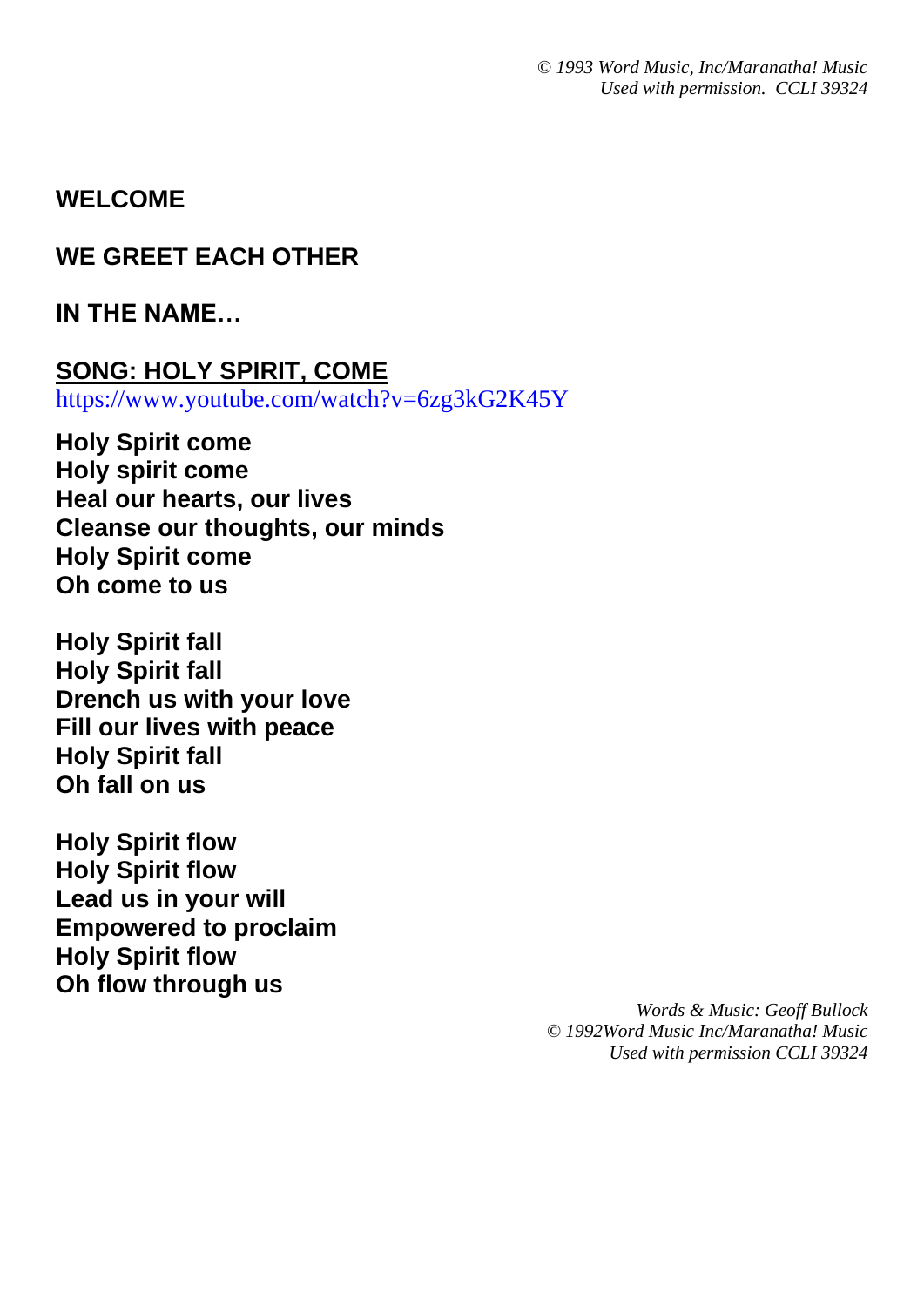*© 1993 Word Music, Inc/Maranatha! Music*
*Used with permission.  CCLI 39324*

**WELCOME**

**WE GREET EACH OTHER**

**IN THE NAME…**

**SONG: HOLY SPIRIT, COME**

https://www.youtube.com/watch?v=6zg3kG2K45Y

**Holy Spirit come**
**Holy spirit come**
**Heal our hearts, our lives**
**Cleanse our thoughts, our minds**
**Holy Spirit come**
**Oh come to us**

**Holy Spirit fall**
**Holy Spirit fall**
**Drench us with your love**
**Fill our lives with peace**
**Holy Spirit fall**
**Oh fall on us**

**Holy Spirit flow**
**Holy Spirit flow**
**Lead us in your will**
**Empowered to proclaim**
**Holy Spirit flow**
**Oh flow through us**

*Words & Music: Geoff Bullock*
*© 1992Word Music Inc/Maranatha! Music*
*Used with permission CCLI 39324*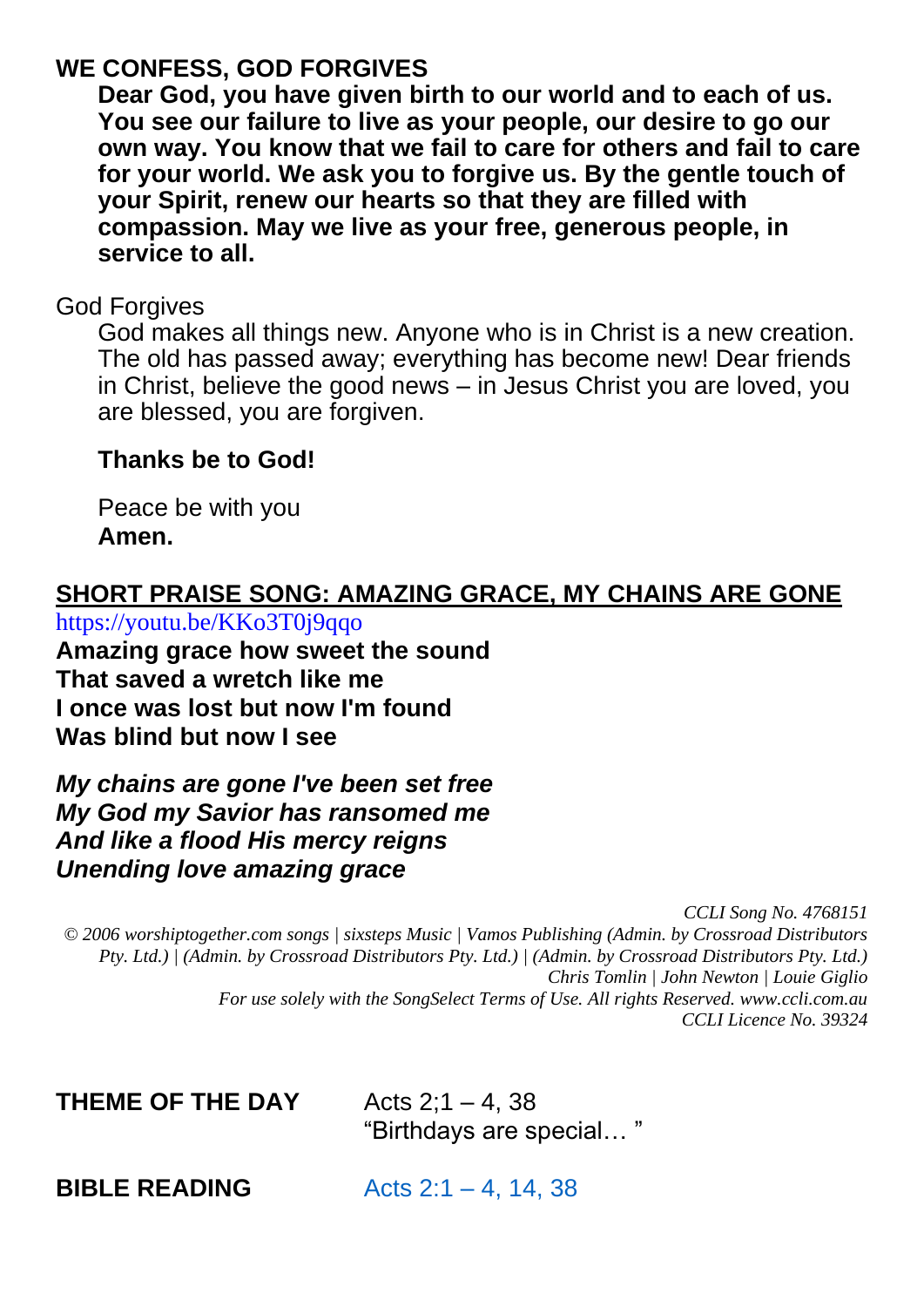## WE CONFESS, GOD FORGIVES

**Dear God, you have given birth to our world and to each of us. You see our failure to live as your people, our desire to go our own way. You know that we fail to care for others and fail to care for your world. We ask you to forgive us. By the gentle touch of your Spirit, renew our hearts so that they are filled with compassion. May we live as your free, generous people, in service to all.**

God Forgives

God makes all things new. Anyone who is in Christ is a new creation. The old has passed away; everything has become new! Dear friends in Christ, believe the good news – in Jesus Christ you are loved, you are blessed, you are forgiven.

**Thanks be to God!**

Peace be with you
**Amen.**

## SHORT PRAISE SONG: AMAZING GRACE, MY CHAINS ARE GONE

https://youtu.be/KKo3T0j9qqo

**Amazing grace how sweet the sound**
**That saved a wretch like me**
**I once was lost but now I'm found**
**Was blind but now I see**

***My chains are gone I've been set free***
***My God my Savior has ransomed me***
***And like a flood His mercy reigns***
***Unending love amazing grace***

*CCLI Song No. 4768151*
*© 2006 worshiptogether.com songs | sixsteps Music | Vamos Publishing (Admin. by Crossroad Distributors Pty. Ltd.) | (Admin. by Crossroad Distributors Pty. Ltd.) | (Admin. by Crossroad Distributors Pty. Ltd.)*
*Chris Tomlin | John Newton | Louie Giglio*
*For use solely with the SongSelect Terms of Use. All rights Reserved. www.ccli.com.au*
*CCLI Licence No. 39324*

**THEME OF THE DAY** Acts 2;1 – 4, 38
"Birthdays are special… "

**BIBLE READING** Acts 2:1 – 4, 14, 38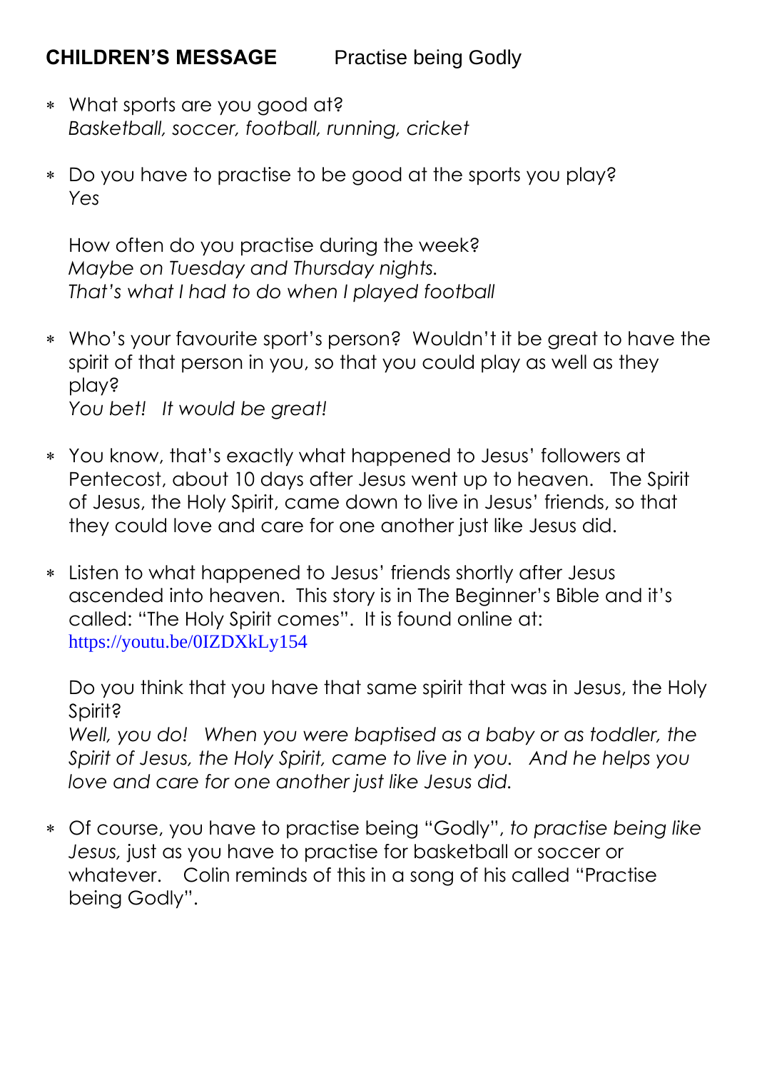## **CHILDREN'S MESSAGE** Practise being Godly

* What sports are you good at?
  *Basketball, soccer, football, running, cricket*

* Do you have to practise to be good at the sports you play?
  *Yes*

  How often do you practise during the week?
  *Maybe on Tuesday and Thursday nights.*
  *That's what I had to do when I played football*

* Who's your favourite sport's person? Wouldn't it be great to have the spirit of that person in you, so that you could play as well as they play?
  *You bet! It would be great!*

* You know, that's exactly what happened to Jesus' followers at Pentecost, about 10 days after Jesus went up to heaven. The Spirit of Jesus, the Holy Spirit, came down to live in Jesus' friends, so that they could love and care for one another just like Jesus did.

* Listen to what happened to Jesus' friends shortly after Jesus ascended into heaven. This story is in The Beginner's Bible and it's called: "The Holy Spirit comes". It is found online at: https://youtu.be/0IZDXkLy154

  Do you think that you have that same spirit that was in Jesus, the Holy Spirit?
  *Well, you do! When you were baptised as a baby or as toddler, the Spirit of Jesus, the Holy Spirit, came to live in you. And he helps you love and care for one another just like Jesus did.*

* Of course, you have to practise being "Godly", *to practise being like Jesus,* just as you have to practise for basketball or soccer or whatever. Colin reminds of this in a song of his called "Practise being Godly".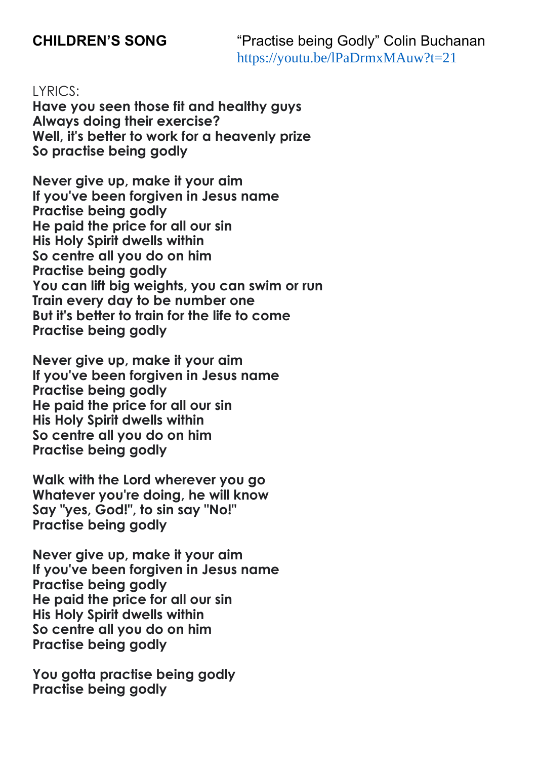**CHILDREN'S SONG** "Practise being Godly" Colin Buchanan
https://youtu.be/lPaDrmxMAuw?t=21

LYRICS:

**Have you seen those fit and healthy guys**
**Always doing their exercise?**
**Well, it's better to work for a heavenly prize**
**So practise being godly**

**Never give up, make it your aim**
**If you've been forgiven in Jesus name**
**Practise being godly**
**He paid the price for all our sin**
**His Holy Spirit dwells within**
**So centre all you do on him**
**Practise being godly**
**You can lift big weights, you can swim or run**
**Train every day to be number one**
**But it's better to train for the life to come**
**Practise being godly**

**Never give up, make it your aim**
**If you've been forgiven in Jesus name**
**Practise being godly**
**He paid the price for all our sin**
**His Holy Spirit dwells within**
**So centre all you do on him**
**Practise being godly**

**Walk with the Lord wherever you go**
**Whatever you're doing, he will know**
**Say "yes, God!", to sin say "No!"**
**Practise being godly**

**Never give up, make it your aim**
**If you've been forgiven in Jesus name**
**Practise being godly**
**He paid the price for all our sin**
**His Holy Spirit dwells within**
**So centre all you do on him**
**Practise being godly**

**You gotta practise being godly**
**Practise being godly**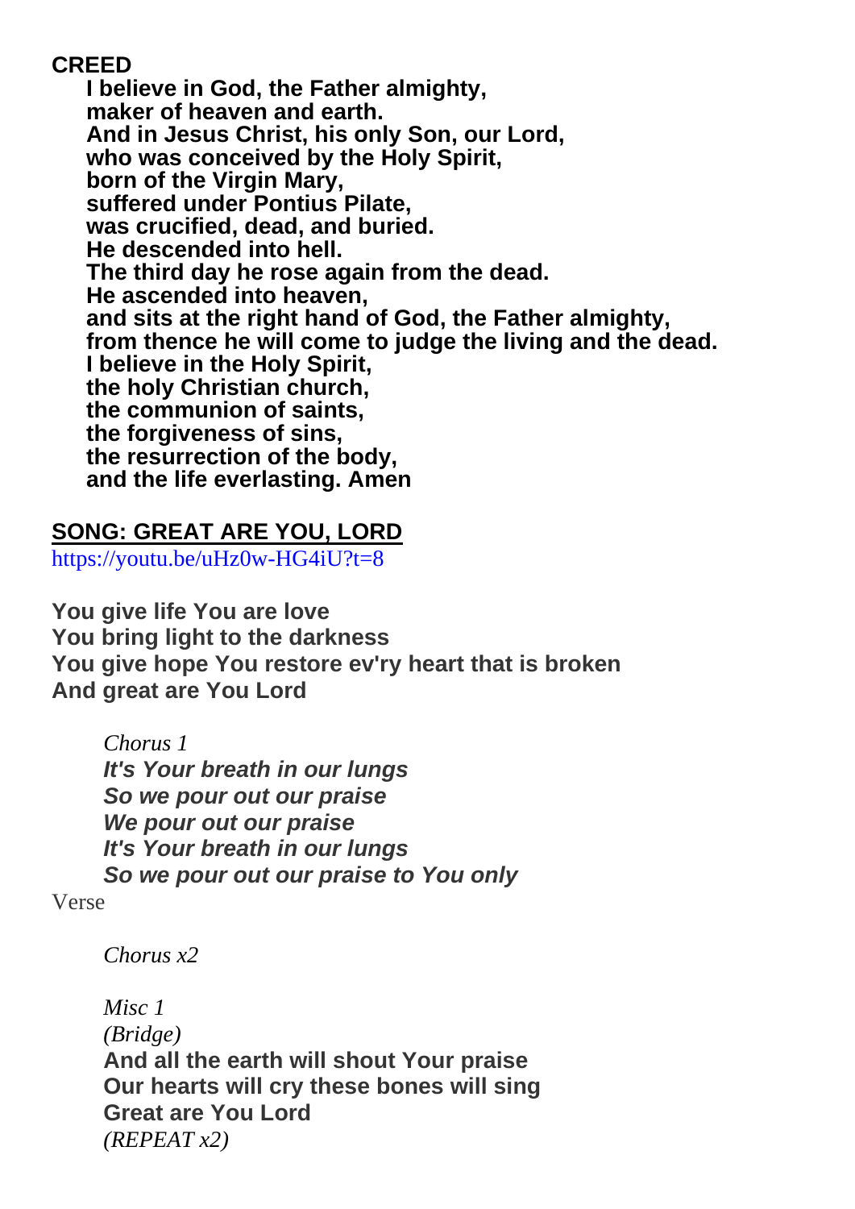**CREED**

**I believe in God, the Father almighty,**
**maker of heaven and earth.**
**And in Jesus Christ, his only Son, our Lord,**
**who was conceived by the Holy Spirit,**
**born of the Virgin Mary,**
**suffered under Pontius Pilate,**
**was crucified, dead, and buried.**
**He descended into hell.**
**The third day he rose again from the dead.**
**He ascended into heaven,**
**and sits at the right hand of God, the Father almighty,**
**from thence he will come to judge the living and the dead.**
**I believe in the Holy Spirit,**
**the holy Christian church,**
**the communion of saints,**
**the forgiveness of sins,**
**the resurrection of the body,**
**and the life everlasting. Amen**

## **SONG: GREAT ARE YOU, LORD**

https://youtu.be/uHz0w-HG4iU?t=8

**You give life You are love**
**You bring light to the darkness**
**You give hope You restore ev'ry heart that is broken**
**And great are You Lord**

*Chorus 1*
***It's Your breath in our lungs***
***So we pour out our praise***
***We pour out our praise***
***It's Your breath in our lungs***
***So we pour out our praise to You only***

Verse

*Chorus x2*

*Misc 1*
*(Bridge)*
**And all the earth will shout Your praise**
**Our hearts will cry these bones will sing**
**Great are You Lord**
*(REPEAT x2)*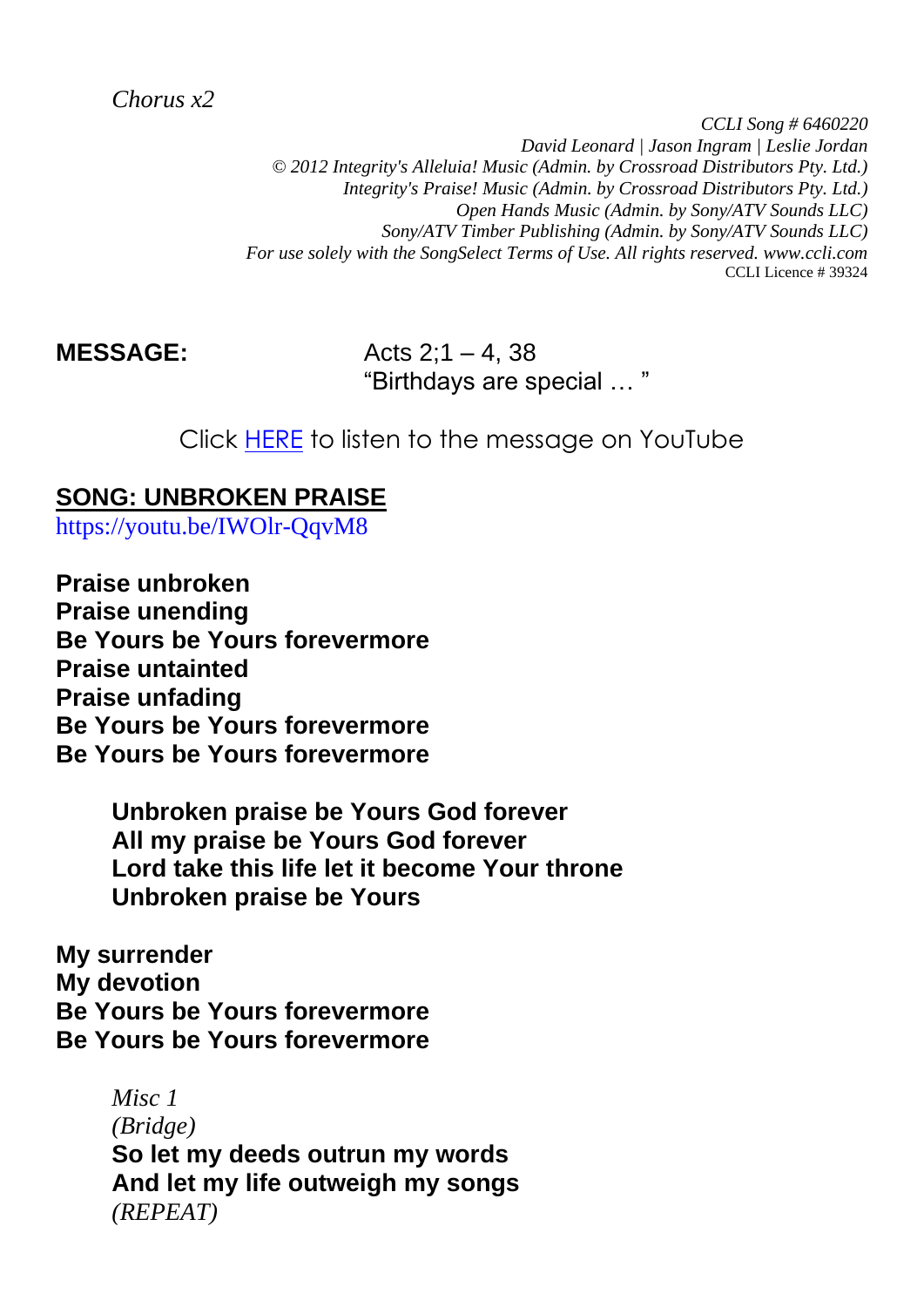*Chorus x2*

*CCLI Song # 6460220*
*David Leonard | Jason Ingram | Leslie Jordan*
*© 2012 Integrity's Alleluia! Music (Admin. by Crossroad Distributors Pty. Ltd.)*
*Integrity's Praise! Music (Admin. by Crossroad Distributors Pty. Ltd.)*
*Open Hands Music (Admin. by Sony/ATV Sounds LLC)*
*Sony/ATV Timber Publishing (Admin. by Sony/ATV Sounds LLC)*
*For use solely with the SongSelect Terms of Use. All rights reserved. www.ccli.com*
CCLI Licence # 39324

**MESSAGE:** Acts 2;1 – 4, 38
"Birthdays are special … "

Click HERE to listen to the message on YouTube

## SONG: UNBROKEN PRAISE

https://youtu.be/IWOlr-QqvM8

**Praise unbroken**
**Praise unending**
**Be Yours be Yours forevermore**
**Praise untainted**
**Praise unfading**
**Be Yours be Yours forevermore**
**Be Yours be Yours forevermore**

**Unbroken praise be Yours God forever**
**All my praise be Yours God forever**
**Lord take this life let it become Your throne**
**Unbroken praise be Yours**

**My surrender**
**My devotion**
**Be Yours be Yours forevermore**
**Be Yours be Yours forevermore**

*Misc 1*
*(Bridge)*
**So let my deeds outrun my words**
**And let my life outweigh my songs**
*(REPEAT)*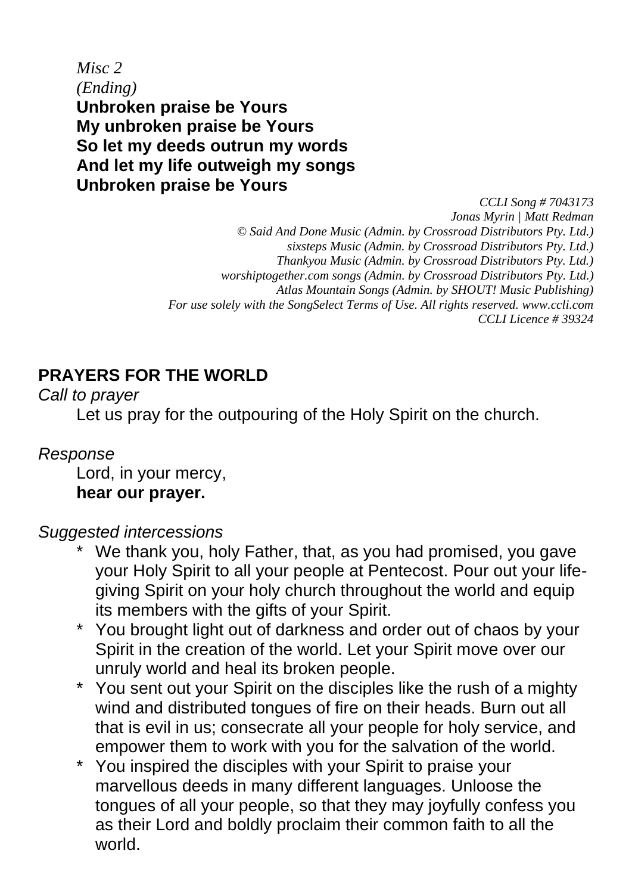*Misc 2*
*(Ending)*
**Unbroken praise be Yours**
**My unbroken praise be Yours**
**So let my deeds outrun my words**
**And let my life outweigh my songs**
**Unbroken praise be Yours**

*CCLI Song # 7043173*
*Jonas Myrin | Matt Redman*
*© Said And Done Music (Admin. by Crossroad Distributors Pty. Ltd.)*
*sixsteps Music (Admin. by Crossroad Distributors Pty. Ltd.)*
*Thankyou Music (Admin. by Crossroad Distributors Pty. Ltd.)*
*worshiptogether.com songs (Admin. by Crossroad Distributors Pty. Ltd.)*
*Atlas Mountain Songs (Admin. by SHOUT! Music Publishing)*
*For use solely with the SongSelect Terms of Use. All rights reserved. www.ccli.com*
*CCLI Licence # 39324*

## PRAYERS FOR THE WORLD

*Call to prayer*

Let us pray for the outpouring of the Holy Spirit on the church.

*Response*

Lord, in your mercy,
**hear our prayer.**

*Suggested intercessions*

* We thank you, holy Father, that, as you had promised, you gave your Holy Spirit to all your people at Pentecost. Pour out your life-giving Spirit on your holy church throughout the world and equip its members with the gifts of your Spirit.
* You brought light out of darkness and order out of chaos by your Spirit in the creation of the world. Let your Spirit move over our unruly world and heal its broken people.
* You sent out your Spirit on the disciples like the rush of a mighty wind and distributed tongues of fire on their heads. Burn out all that is evil in us; consecrate all your people for holy service, and empower them to work with you for the salvation of the world.
* You inspired the disciples with your Spirit to praise your marvellous deeds in many different languages. Unloose the tongues of all your people, so that they may joyfully confess you as their Lord and boldly proclaim their common faith to all the world.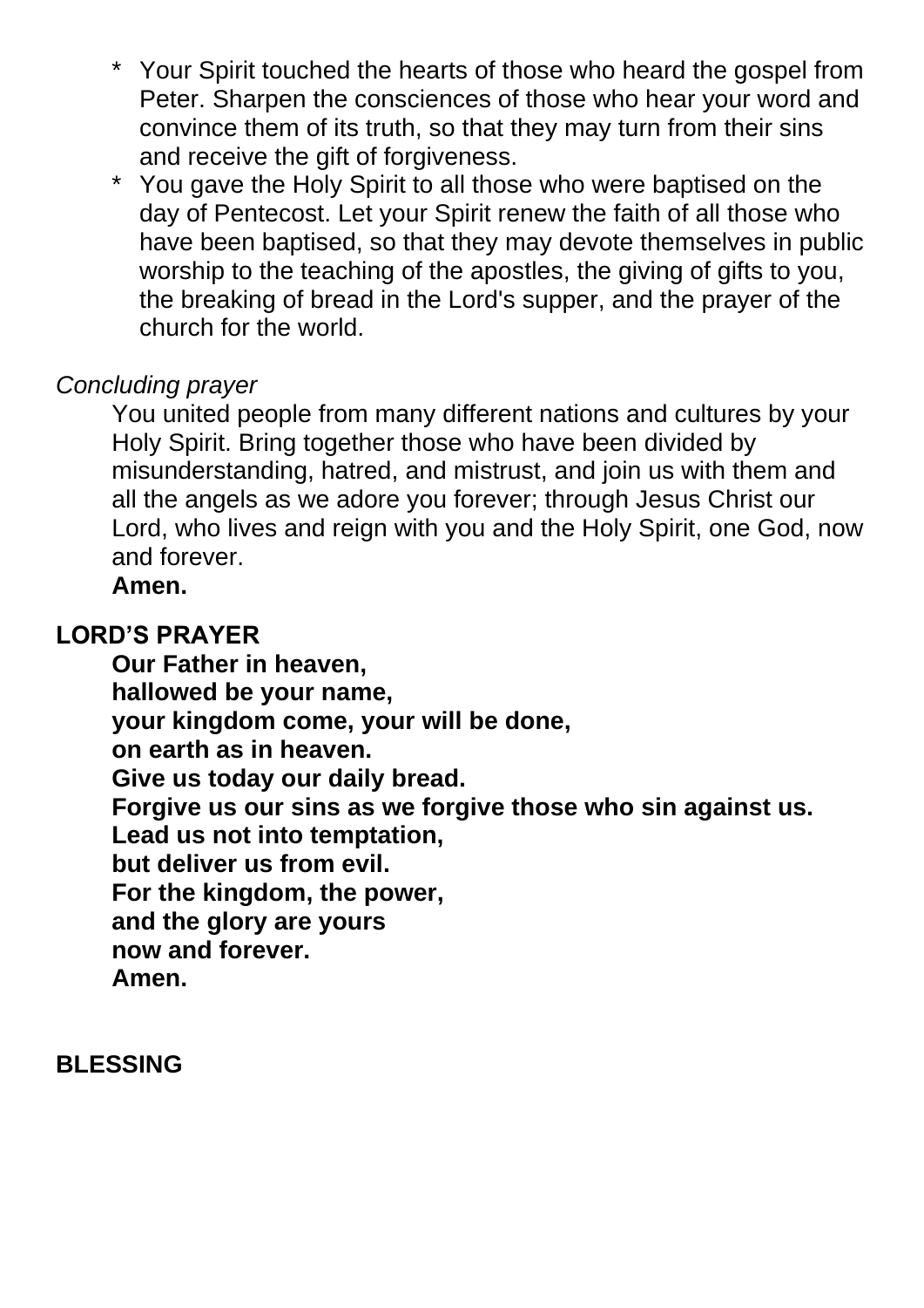* Your Spirit touched the hearts of those who heard the gospel from Peter. Sharpen the consciences of those who hear your word and convince them of its truth, so that they may turn from their sins and receive the gift of forgiveness.
* You gave the Holy Spirit to all those who were baptised on the day of Pentecost. Let your Spirit renew the faith of all those who have been baptised, so that they may devote themselves in public worship to the teaching of the apostles, the giving of gifts to you, the breaking of bread in the Lord's supper, and the prayer of the church for the world.

*Concluding prayer*

You united people from many different nations and cultures by your Holy Spirit. Bring together those who have been divided by misunderstanding, hatred, and mistrust, and join us with them and all the angels as we adore you forever; through Jesus Christ our Lord, who lives and reign with you and the Holy Spirit, one God, now and forever.
**Amen.**

## LORD'S PRAYER

**Our Father in heaven,**
**hallowed be your name,**
**your kingdom come, your will be done,**
**on earth as in heaven.**
**Give us today our daily bread.**
**Forgive us our sins as we forgive those who sin against us.**
**Lead us not into temptation,**
**but deliver us from evil.**
**For the kingdom, the power,**
**and the glory are yours**
**now and forever.**
**Amen.**

## BLESSING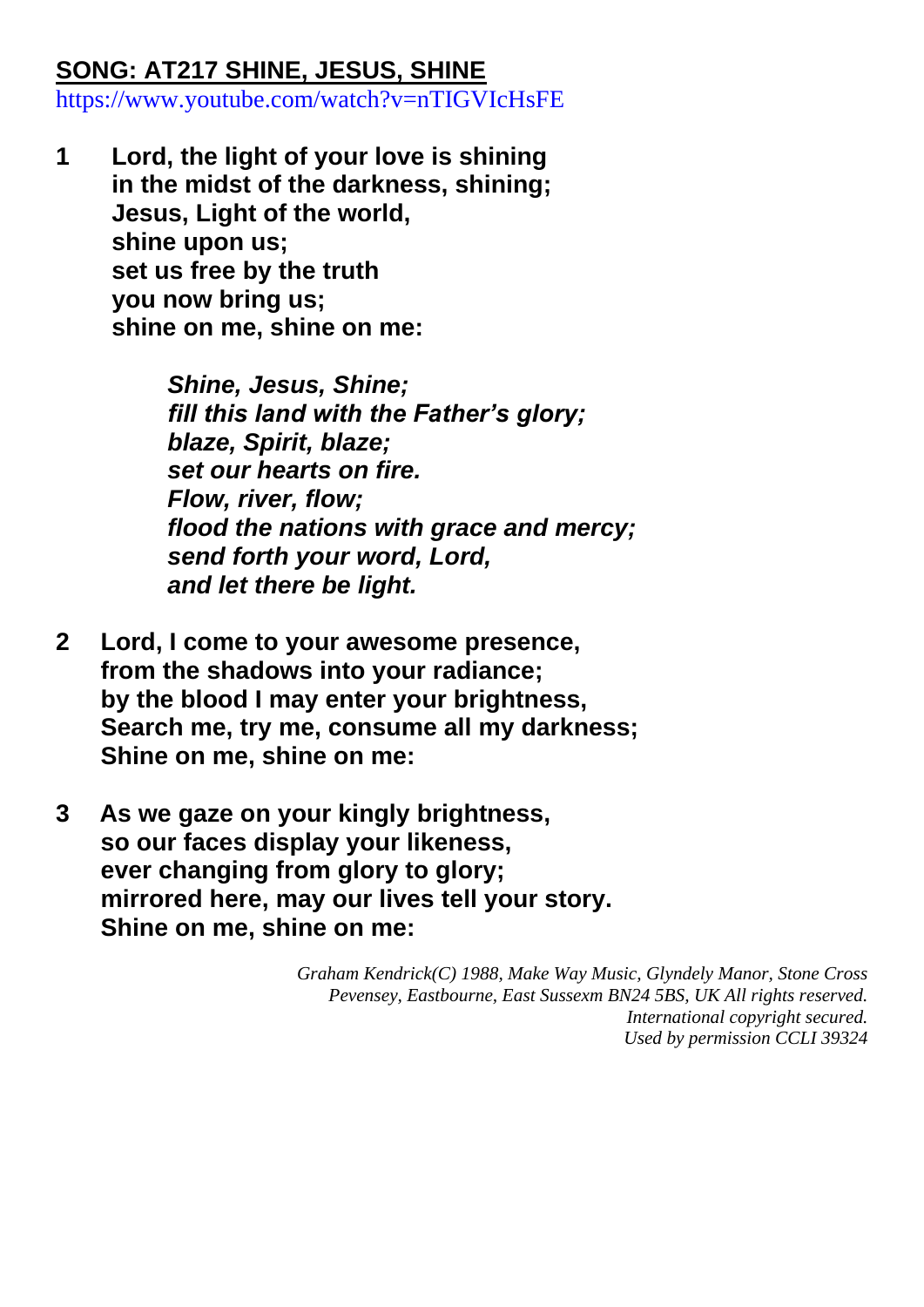**SONG: AT217 SHINE, JESUS, SHINE**

https://www.youtube.com/watch?v=nTIGVIcHsFE

1 **Lord, the light of your love is shining**
**in the midst of the darkness, shining;**
**Jesus, Light of the world,**
**shine upon us;**
**set us free by the truth**
**you now bring us;**
**shine on me, shine on me:**

> ***Shine, Jesus, Shine;***
> ***fill this land with the Father's glory;***
> ***blaze, Spirit, blaze;***
> ***set our hearts on fire.***
> ***Flow, river, flow;***
> ***flood the nations with grace and mercy;***
> ***send forth your word, Lord,***
> ***and let there be light.***

2 **Lord, I come to your awesome presence,**
**from the shadows into your radiance;**
**by the blood I may enter your brightness,**
**Search me, try me, consume all my darkness;**
**Shine on me, shine on me:**

3 **As we gaze on your kingly brightness,**
**so our faces display your likeness,**
**ever changing from glory to glory;**
**mirrored here, may our lives tell your story.**
**Shine on me, shine on me:**

*Graham Kendrick(C) 1988, Make Way Music, Glyndely Manor, Stone Cross*
*Pevensey, Eastbourne, East Sussexm BN24 5BS, UK All rights reserved.*
*International copyright secured.*
*Used by permission CCLI 39324*